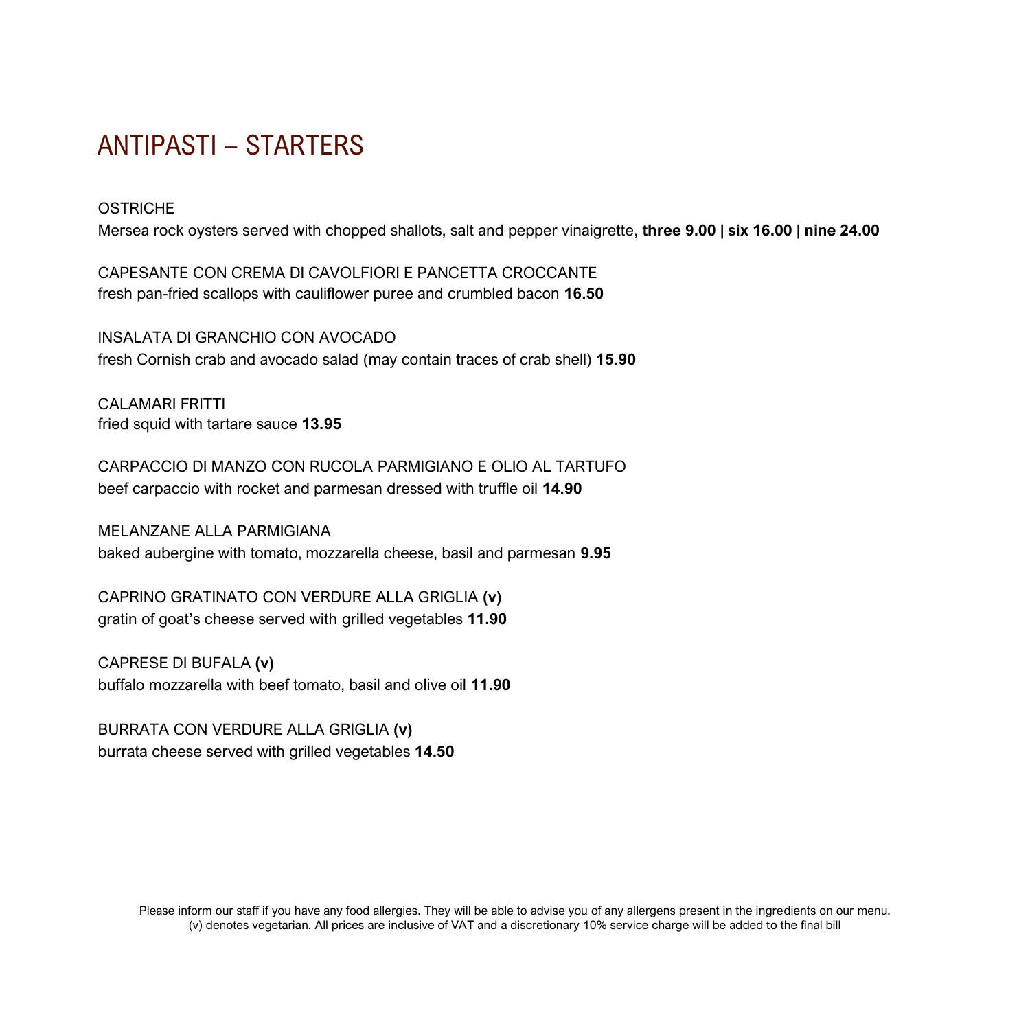# ANTIPASTI – STARTERS

OSTRICHE
Mersea rock oysters served with chopped shallots, salt and pepper vinaigrette, **three 9.00 | six 16.00 | nine 24.00**

CAPESANTE CON CREMA DI CAVOLFIORI E PANCETTA CROCCANTE
fresh pan-fried scallops with cauliflower puree and crumbled bacon **16.50**

INSALATA DI GRANCHIO CON AVOCADO
fresh Cornish crab and avocado salad (may contain traces of crab shell) **15.90**

CALAMARI FRITTI
fried squid with tartare sauce **13.95**

CARPACCIO DI MANZO CON RUCOLA PARMIGIANO E OLIO AL TARTUFO
beef carpaccio with rocket and parmesan dressed with truffle oil **14.90**

MELANZANE ALLA PARMIGIANA
baked aubergine with tomato, mozzarella cheese, basil and parmesan **9.95**

CAPRINO GRATINATO CON VERDURE ALLA GRIGLIA **(v)**
gratin of goat's cheese served with grilled vegetables **11.90**

CAPRESE DI BUFALA **(v)**
buffalo mozzarella with beef tomato, basil and olive oil **11.90**

BURRATA CON VERDURE ALLA GRIGLIA **(v)**
burrata cheese served with grilled vegetables **14.50**

Please inform our staff if you have any food allergies. They will be able to advise you of any allergens present in the ingredients on our menu.
(v) denotes vegetarian. All prices are inclusive of VAT and a discretionary 10% service charge will be added to the final bill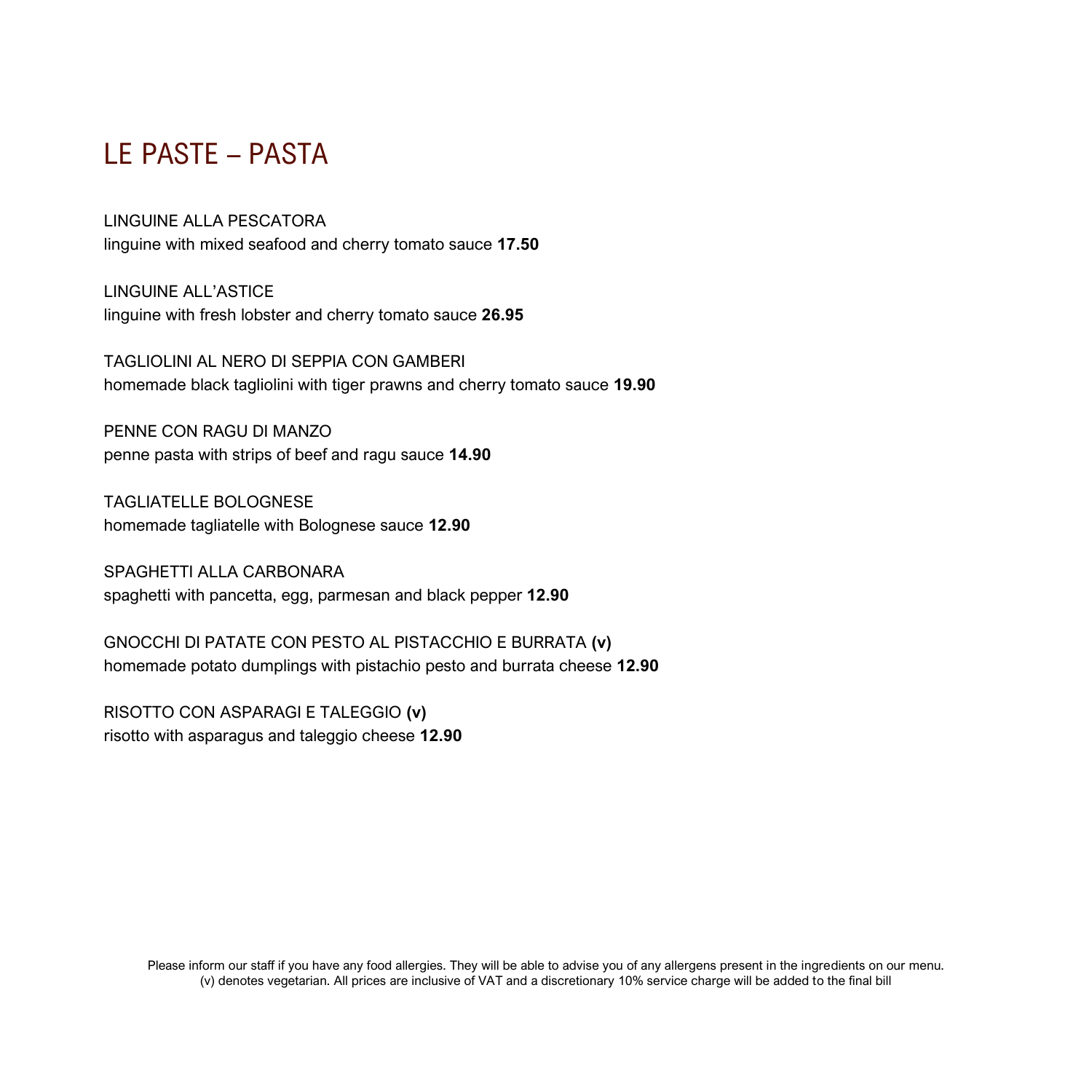# LE PASTE – PASTA

LINGUINE ALLA PESCATORA
linguine with mixed seafood and cherry tomato sauce **17.50**

LINGUINE ALL'ASTICE
linguine with fresh lobster and cherry tomato sauce **26.95**

TAGLIOLINI AL NERO DI SEPPIA CON GAMBERI
homemade black tagliolini with tiger prawns and cherry tomato sauce **19.90**

PENNE CON RAGU DI MANZO
penne pasta with strips of beef and ragu sauce **14.90**

TAGLIATELLE BOLOGNESE
homemade tagliatelle with Bolognese sauce **12.90**

SPAGHETTI ALLA CARBONARA
spaghetti with pancetta, egg, parmesan and black pepper **12.90**

GNOCCHI DI PATATE CON PESTO AL PISTACCHIO E BURRATA **(v)**
homemade potato dumplings with pistachio pesto and burrata cheese **12.90**

RISOTTO CON ASPARAGI E TALEGGIO **(v)**
risotto with asparagus and taleggio cheese **12.90**

Please inform our staff if you have any food allergies. They will be able to advise you of any allergens present in the ingredients on our menu.
(v) denotes vegetarian. All prices are inclusive of VAT and a discretionary 10% service charge will be added to the final bill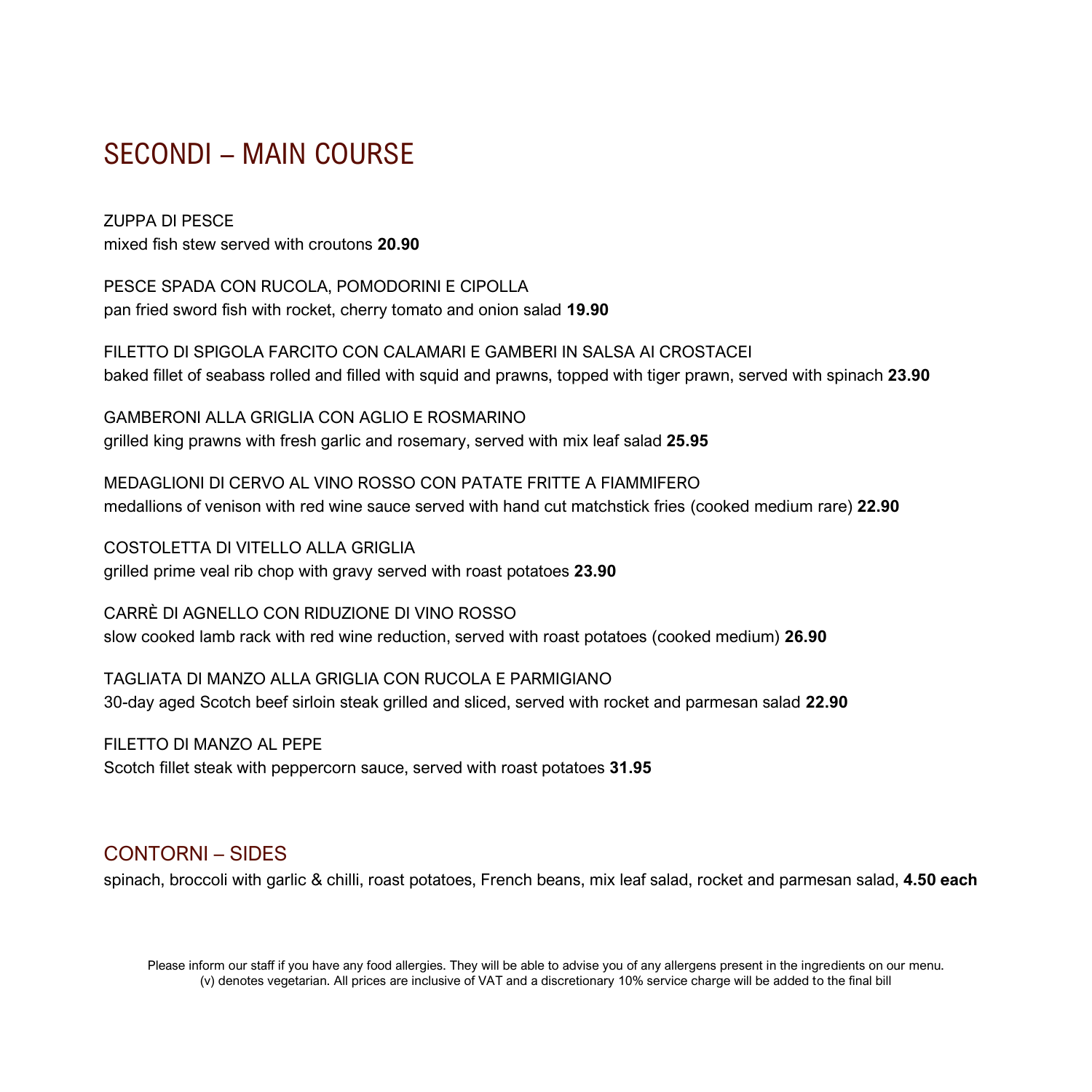# SECONDI – MAIN COURSE

ZUPPA DI PESCE
mixed fish stew served with croutons **20.90**

PESCE SPADA CON RUCOLA, POMODORINI E CIPOLLA
pan fried sword fish with rocket, cherry tomato and onion salad **19.90**

FILETTO DI SPIGOLA FARCITO CON CALAMARI E GAMBERI IN SALSA AI CROSTACEI
baked fillet of seabass rolled and filled with squid and prawns, topped with tiger prawn, served with spinach **23.90**

GAMBERONI ALLA GRIGLIA CON AGLIO E ROSMARINO
grilled king prawns with fresh garlic and rosemary, served with mix leaf salad **25.95**

MEDAGLIONI DI CERVO AL VINO ROSSO CON PATATE FRITTE A FIAMMIFERO
medallions of venison with red wine sauce served with hand cut matchstick fries (cooked medium rare) **22.90**

COSTOLETTA DI VITELLO ALLA GRIGLIA
grilled prime veal rib chop with gravy served with roast potatoes **23.90**

CARRÈ DI AGNELLO CON RIDUZIONE DI VINO ROSSO
slow cooked lamb rack with red wine reduction, served with roast potatoes (cooked medium) **26.90**

TAGLIATA DI MANZO ALLA GRIGLIA CON RUCOLA E PARMIGIANO
30-day aged Scotch beef sirloin steak grilled and sliced, served with rocket and parmesan salad **22.90**

FILETTO DI MANZO AL PEPE
Scotch fillet steak with peppercorn sauce, served with roast potatoes **31.95**

## CONTORNI – SIDES

spinach, broccoli with garlic & chilli, roast potatoes, French beans, mix leaf salad, rocket and parmesan salad, **4.50 each**

Please inform our staff if you have any food allergies. They will be able to advise you of any allergens present in the ingredients on our menu.
(v) denotes vegetarian. All prices are inclusive of VAT and a discretionary 10% service charge will be added to the final bill